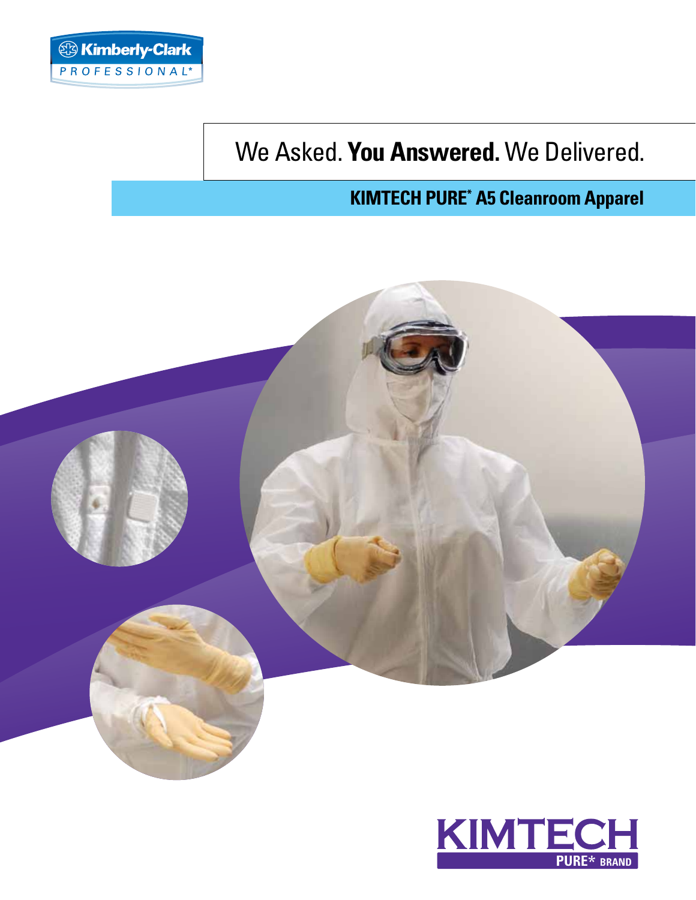Kimberly-Clark PROFESSIONAL*

# We Asked. **You Answered.** We Delivered.

## KIMTECH PURE* A5 Cleanroom Apparel

KIMTECH PURE* BRAND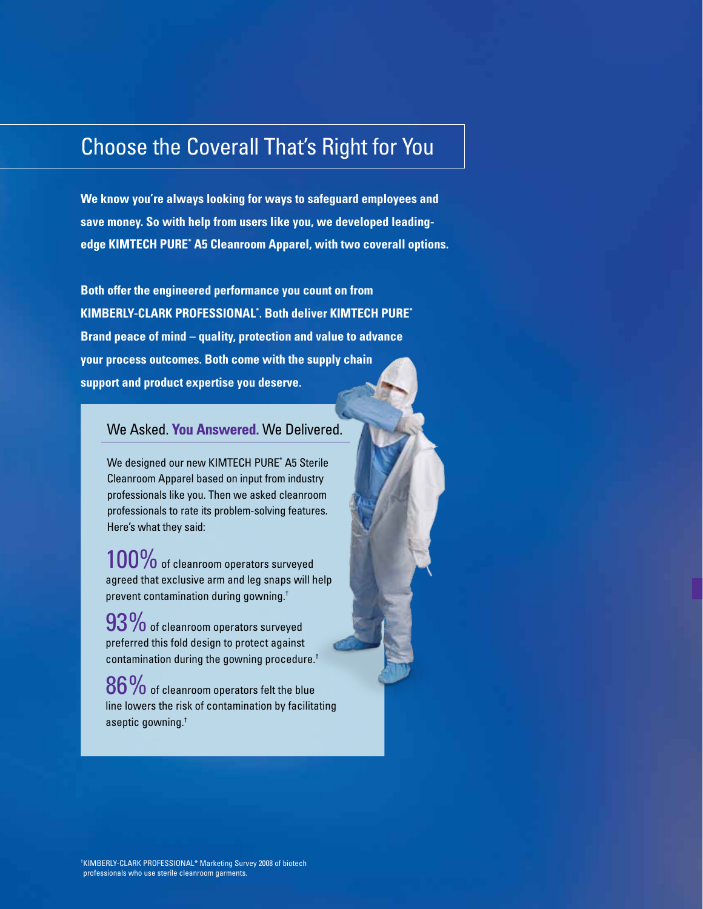# Choose the Coverall That's Right for You

**We know you're always looking for ways to safeguard employees and save money. So with help from users like you, we developed leading-edge KIMTECH PURE* A5 Cleanroom Apparel, with two coverall options.**

**Both offer the engineered performance you count on from KIMBERLY-CLARK PROFESSIONAL*. Both deliver KIMTECH PURE* Brand peace of mind – quality, protection and value to advance your process outcomes. Both come with the supply chain support and product expertise you deserve.**

## We Asked. **You Answered.** We Delivered.

We designed our new KIMTECH PURE* A5 Sterile Cleanroom Apparel based on input from industry professionals like you. Then we asked cleanroom professionals to rate its problem-solving features. Here's what they said:

**100%** of cleanroom operators surveyed agreed that exclusive arm and leg snaps will help prevent contamination during gowning.†

**93%** of cleanroom operators surveyed preferred this fold design to protect against contamination during the gowning procedure.†

**86%** of cleanroom operators felt the blue line lowers the risk of contamination by facilitating aseptic gowning.†

†KIMBERLY-CLARK PROFESSIONAL* Marketing Survey 2008 of biotech professionals who use sterile cleanroom garments.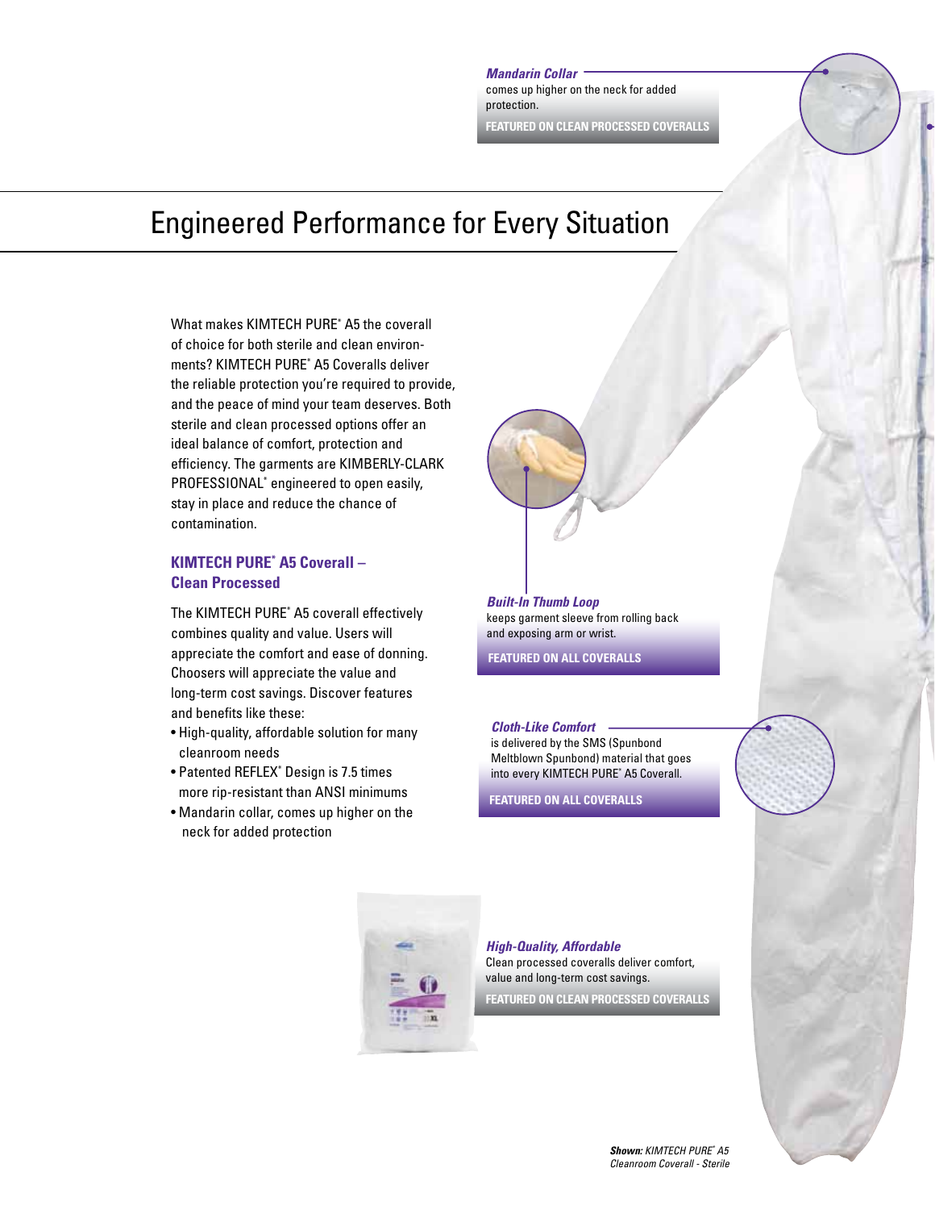***Mandarin Collar***
comes up higher on the neck for added protection.

**FEATURED ON CLEAN PROCESSED COVERALLS**

# Engineered Performance for Every Situation

What makes KIMTECH PURE* A5 the coverall of choice for both sterile and clean environments? KIMTECH PURE* A5 Coveralls deliver the reliable protection you're required to provide, and the peace of mind your team deserves. Both sterile and clean processed options offer an ideal balance of comfort, protection and efficiency. The garments are KIMBERLY-CLARK PROFESSIONAL* engineered to open easily, stay in place and reduce the chance of contamination.

## KIMTECH PURE* A5 Coverall – Clean Processed

The KIMTECH PURE* A5 coverall effectively combines quality and value. Users will appreciate the comfort and ease of donning. Choosers will appreciate the value and long-term cost savings. Discover features and benefits like these:

- High-quality, affordable solution for many cleanroom needs
- Patented REFLEX* Design is 7.5 times more rip-resistant than ANSI minimums
- Mandarin collar, comes up higher on the neck for added protection

***Built-In Thumb Loop***
keeps garment sleeve from rolling back and exposing arm or wrist.

**FEATURED ON ALL COVERALLS**

***Cloth-Like Comfort***
is delivered by the SMS (Spunbond Meltblown Spunbond) material that goes into every KIMTECH PURE* A5 Coverall.

**FEATURED ON ALL COVERALLS**

***High-Quality, Affordable***
Clean processed coveralls deliver comfort, value and long-term cost savings.

**FEATURED ON CLEAN PROCESSED COVERALLS**

***Shown:*** *KIMTECH PURE* A5 Cleanroom Coverall - Sterile*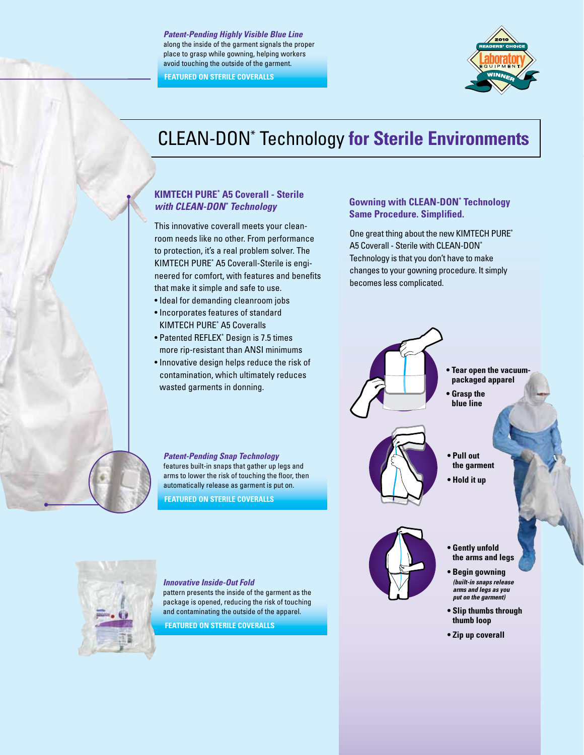***Patent-Pending Highly Visible Blue Line***
along the inside of the garment signals the proper place to grasp while gowning, helping workers avoid touching the outside of the garment.

**FEATURED ON STERILE COVERALLS**

2010 READERS' CHOICE Laboratory EQUIPMENT WINNER

# CLEAN-DON* Technology **for Sterile Environments**

## KIMTECH PURE* A5 Coverall - Sterile *with CLEAN-DON* Technology*

This innovative coverall meets your clean-room needs like no other. From performance to protection, it's a real problem solver. The KIMTECH PURE* A5 Coverall-Sterile is engineered for comfort, with features and benefits that make it simple and safe to use.

- Ideal for demanding cleanroom jobs
- Incorporates features of standard KIMTECH PURE* A5 Coveralls
- Patented REFLEX* Design is 7.5 times more rip-resistant than ANSI minimums
- Innovative design helps reduce the risk of contamination, which ultimately reduces wasted garments in donning.

***Patent-Pending Snap Technology***
features built-in snaps that gather up legs and arms to lower the risk of touching the floor, then automatically release as garment is put on.

**FEATURED ON STERILE COVERALLS**

***Innovative Inside-Out Fold***
pattern presents the inside of the garment as the package is opened, reducing the risk of touching and contaminating the outside of the apparel.

**FEATURED ON STERILE COVERALLS**

## Gowning with CLEAN-DON* Technology Same Procedure. Simplified.

One great thing about the new KIMTECH PURE* A5 Coverall - Sterile with CLEAN-DON* Technology is that you don't have to make changes to your gowning procedure. It simply becomes less complicated.

- **Tear open the vacuum-packaged apparel**
- **Grasp the blue line**

- **Pull out the garment**
- **Hold it up**

- **Gently unfold the arms and legs**
- **Begin gowning** ***(built-in snaps release arms and legs as you put on the garment)***
- **Slip thumbs through thumb loop**
- **Zip up coverall**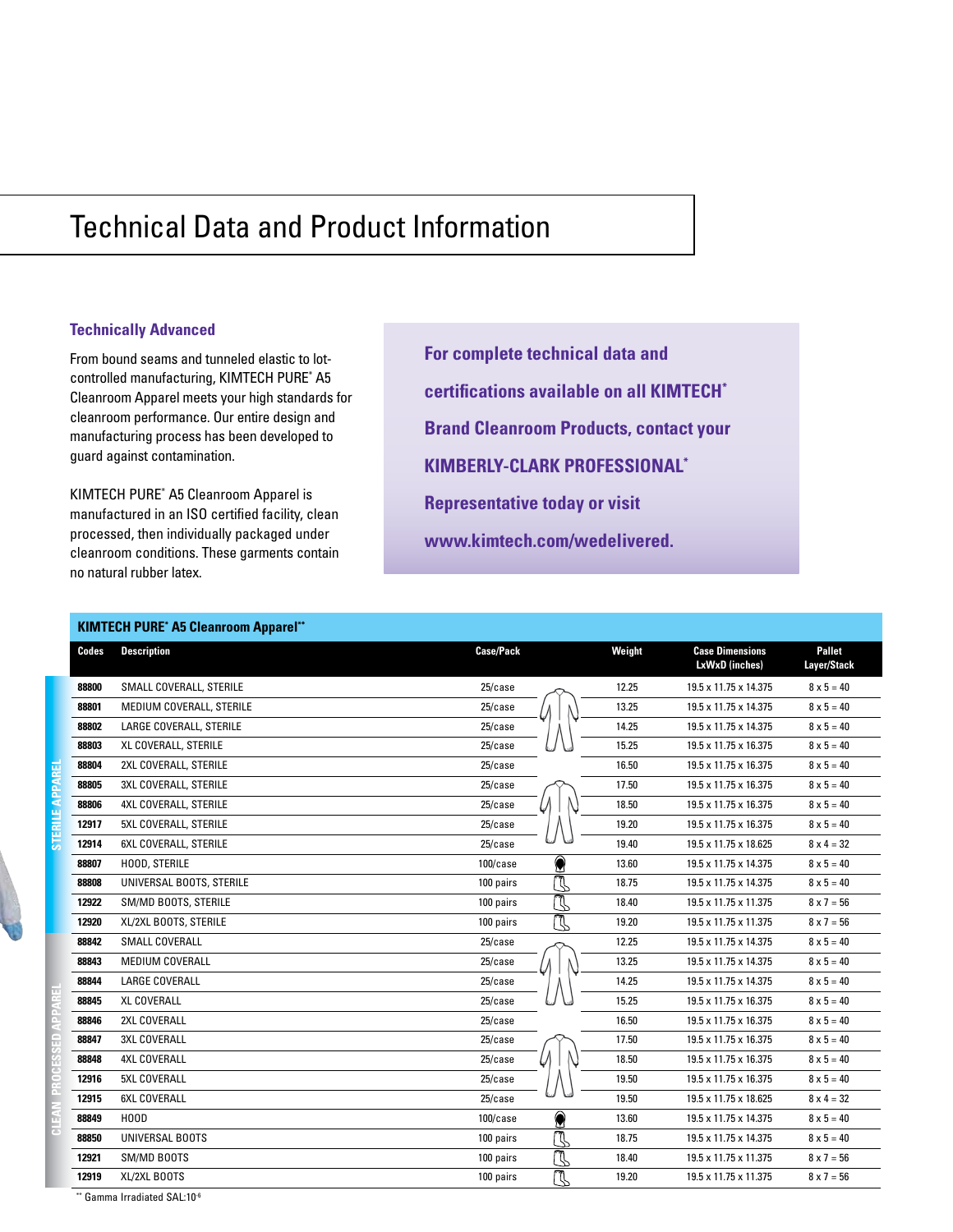# Technical Data and Product Information

### Technically Advanced

From bound seams and tunneled elastic to lot-controlled manufacturing, KIMTECH PURE* A5 Cleanroom Apparel meets your high standards for cleanroom performance. Our entire design and manufacturing process has been developed to guard against contamination.

KIMTECH PURE* A5 Cleanroom Apparel is manufactured in an ISO certified facility, clean processed, then individually packaged under cleanroom conditions. These garments contain no natural rubber latex.

**For complete technical data and certifications available on all KIMTECH* Brand Cleanroom Products, contact your KIMBERLY-CLARK PROFESSIONAL* Representative today or visit www.kimtech.com/wedelivered.**

**KIMTECH PURE* A5 Cleanroom Apparel****

| | Codes | Description | Case/Pack | Weight | Case Dimensions LxWxD (inches) | Pallet Layer/Stack |
|---|---|---|---|---|---|---|
| STERILE APPAREL | 88800 | SMALL COVERALL, STERILE | 25/case | 12.25 | 19.5 x 11.75 x 14.375 | 8 x 5 = 40 |
| | 88801 | MEDIUM COVERALL, STERILE | 25/case | 13.25 | 19.5 x 11.75 x 14.375 | 8 x 5 = 40 |
| | 88802 | LARGE COVERALL, STERILE | 25/case | 14.25 | 19.5 x 11.75 x 14.375 | 8 x 5 = 40 |
| | 88803 | XL COVERALL, STERILE | 25/case | 15.25 | 19.5 x 11.75 x 16.375 | 8 x 5 = 40 |
| | 88804 | 2XL COVERALL, STERILE | 25/case | 16.50 | 19.5 x 11.75 x 16.375 | 8 x 5 = 40 |
| | 88805 | 3XL COVERALL, STERILE | 25/case | 17.50 | 19.5 x 11.75 x 16.375 | 8 x 5 = 40 |
| | 88806 | 4XL COVERALL, STERILE | 25/case | 18.50 | 19.5 x 11.75 x 16.375 | 8 x 5 = 40 |
| | 12917 | 5XL COVERALL, STERILE | 25/case | 19.20 | 19.5 x 11.75 x 16.375 | 8 x 5 = 40 |
| | 12914 | 6XL COVERALL, STERILE | 25/case | 19.40 | 19.5 x 11.75 x 18.625 | 8 x 4 = 32 |
| | 88807 | HOOD, STERILE | 100/case | 13.60 | 19.5 x 11.75 x 14.375 | 8 x 5 = 40 |
| | 88808 | UNIVERSAL BOOTS, STERILE | 100 pairs | 18.75 | 19.5 x 11.75 x 14.375 | 8 x 5 = 40 |
| | 12922 | SM/MD BOOTS, STERILE | 100 pairs | 18.40 | 19.5 x 11.75 x 11.375 | 8 x 7 = 56 |
| | 12920 | XL/2XL BOOTS, STERILE | 100 pairs | 19.20 | 19.5 x 11.75 x 11.375 | 8 x 7 = 56 |
| CLEAN PROCESSED APPAREL | 88842 | SMALL COVERALL | 25/case | 12.25 | 19.5 x 11.75 x 14.375 | 8 x 5 = 40 |
| | 88843 | MEDIUM COVERALL | 25/case | 13.25 | 19.5 x 11.75 x 14.375 | 8 x 5 = 40 |
| | 88844 | LARGE COVERALL | 25/case | 14.25 | 19.5 x 11.75 x 14.375 | 8 x 5 = 40 |
| | 88845 | XL COVERALL | 25/case | 15.25 | 19.5 x 11.75 x 16.375 | 8 x 5 = 40 |
| | 88846 | 2XL COVERALL | 25/case | 16.50 | 19.5 x 11.75 x 16.375 | 8 x 5 = 40 |
| | 88847 | 3XL COVERALL | 25/case | 17.50 | 19.5 x 11.75 x 16.375 | 8 x 5 = 40 |
| | 88848 | 4XL COVERALL | 25/case | 18.50 | 19.5 x 11.75 x 16.375 | 8 x 5 = 40 |
| | 12916 | 5XL COVERALL | 25/case | 19.50 | 19.5 x 11.75 x 16.375 | 8 x 5 = 40 |
| | 12915 | 6XL COVERALL | 25/case | 19.50 | 19.5 x 11.75 x 18.625 | 8 x 4 = 32 |
| | 88849 | HOOD | 100/case | 13.60 | 19.5 x 11.75 x 14.375 | 8 x 5 = 40 |
| | 88850 | UNIVERSAL BOOTS | 100 pairs | 18.75 | 19.5 x 11.75 x 14.375 | 8 x 5 = 40 |
| | 12921 | SM/MD BOOTS | 100 pairs | 18.40 | 19.5 x 11.75 x 11.375 | 8 x 7 = 56 |
| | 12919 | XL/2XL BOOTS | 100 pairs | 19.20 | 19.5 x 11.75 x 11.375 | 8 x 7 = 56 |

** Gamma Irradiated SAL:$10^{-6}$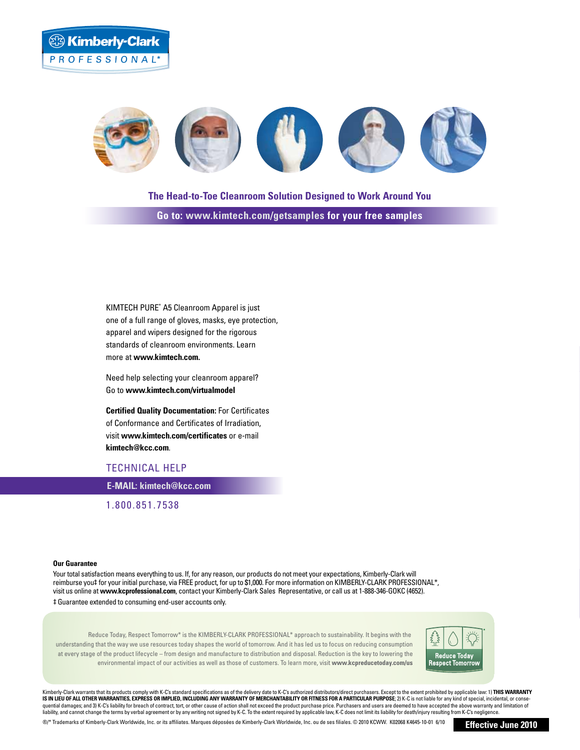Kimberly-Clark
PROFESSIONAL*

## The Head-to-Toe Cleanroom Solution Designed to Work Around You

**Go to: www.kimtech.com/getsamples for your free samples**

KIMTECH PURE* A5 Cleanroom Apparel is just one of a full range of gloves, masks, eye protection, apparel and wipers designed for the rigorous standards of cleanroom environments. Learn more at **www.kimtech.com.**

Need help selecting your cleanroom apparel? Go to **www.kimtech.com/virtualmodel**

**Certified Quality Documentation:** For Certificates of Conformance and Certificates of Irradiation, visit **www.kimtech.com/certificates** or e-mail **kimtech@kcc.com**.

## TECHNICAL HELP

**E-MAIL: kimtech@kcc.com**

1.800.851.7538

**Our Guarantee**

Your total satisfaction means everything to us. If, for any reason, our products do not meet your expectations, Kimberly-Clark will reimburse you‡ for your initial purchase, via FREE product, for up to $1,000. For more information on KIMBERLY-CLARK PROFESSIONAL*, visit us online at **www.kcprofessional.com**, contact your Kimberly-Clark Sales Representative, or call us at 1-888-346-GOKC (4652).

‡ Guarantee extended to consuming end-user accounts only.

Reduce Today, Respect Tomorrow* is the KIMBERLY-CLARK PROFESSIONAL* approach to sustainability. It begins with the understanding that the way we use resources today shapes the world of tomorrow. And it has led us to focus on reducing consumption at every stage of the product lifecycle – from design and manufacture to distribution and disposal. Reduction is the key to lowering the environmental impact of our activities as well as those of customers. To learn more, visit **www.kcpreducetoday.com/us**

Reduce Today Respect Tomorrow*

Kimberly-Clark warrants that its products comply with K-C's standard specifications as of the delivery date to K-C's authorized distributors/direct purchasers. Except to the extent prohibited by applicable law: 1) **THIS WARRANTY IS IN LIEU OF ALL OTHER WARRANTIES, EXPRESS OR IMPLIED, INCLUDING ANY WARRANTY OF MERCHANTABILITY OR FITNESS FOR A PARTICULAR PURPOSE**; 2) K-C is not liable for any kind of special, incidental, or consequential damages; and 3) K-C's liability for breach of contract, tort, or other cause of action shall not exceed the product purchase price. Purchasers and users are deemed to have accepted the above warranty and limitation of liability, and cannot change the terms by verbal agreement or by any writing not signed by K-C. To the extent required by applicable law, K-C does not limit its liability for death/injury resulting from K-C's negligence.

®/* Trademarks of Kimberly-Clark Worldwide, Inc. or its affiliates. Marques déposées de Kimberly-Clark Worldwide, Inc. ou de ses filiales. © 2010 KCWW. K02068 K4645-10-01 6/10

**Effective June 2010**